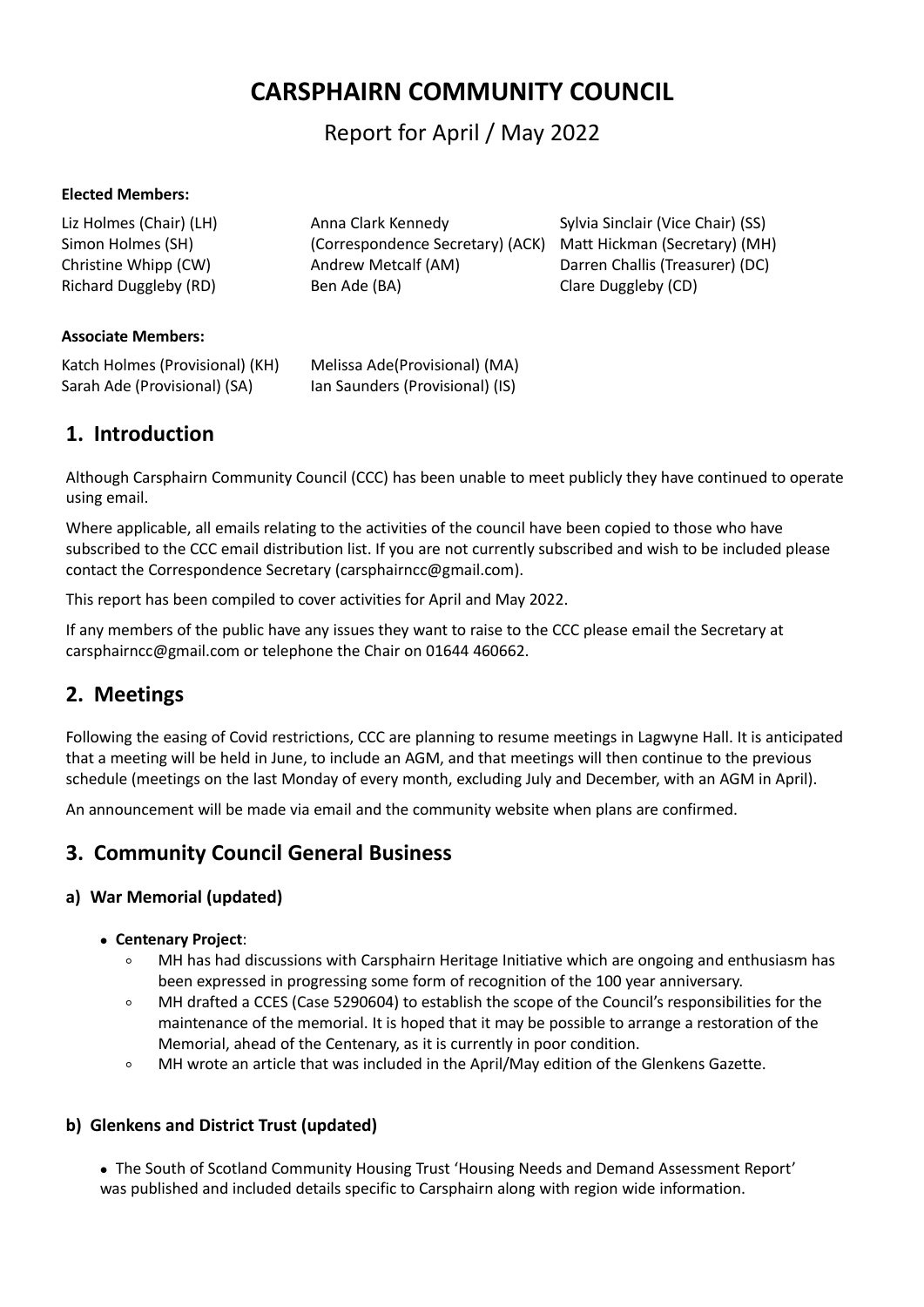# CARSPHAIRN COMMUNITY COUNCIL

## Report for April / May 2022

**Elected Members:**

Liz Holmes (Chair) (LH)
Simon Holmes (SH)
Christine Whipp (CW)
Richard Duggleby (RD)
Anna Clark Kennedy (Correspondence Secretary) (ACK)
Andrew Metcalf (AM)
Ben Ade (BA)
Sylvia Sinclair (Vice Chair) (SS)
Matt Hickman (Secretary) (MH)
Darren Challis (Treasurer) (DC)
Clare Duggleby (CD)

**Associate Members:**

Katch Holmes (Provisional) (KH)
Sarah Ade (Provisional) (SA)
Melissa Ade(Provisional) (MA)
Ian Saunders (Provisional) (IS)

## 1. Introduction

Although Carsphairn Community Council (CCC) has been unable to meet publicly they have continued to operate using email.

Where applicable, all emails relating to the activities of the council have been copied to those who have subscribed to the CCC email distribution list. If you are not currently subscribed and wish to be included please contact the Correspondence Secretary (carsphairncc@gmail.com).

This report has been compiled to cover activities for April and May 2022.

If any members of the public have any issues they want to raise to the CCC please email the Secretary at carsphairncc@gmail.com or telephone the Chair on 01644 460662.

## 2. Meetings

Following the easing of Covid restrictions, CCC are planning to resume meetings in Lagwyne Hall. It is anticipated that a meeting will be held in June, to include an AGM, and that meetings will then continue to the previous schedule (meetings on the last Monday of every month, excluding July and December, with an AGM in April).

An announcement will be made via email and the community website when plans are confirmed.

## 3. Community Council General Business

### a) War Memorial (updated)

- **Centenary Project**:
  - MH has had discussions with Carsphairn Heritage Initiative which are ongoing and enthusiasm has been expressed in progressing some form of recognition of the 100 year anniversary.
  - MH drafted a CCES (Case 5290604) to establish the scope of the Council's responsibilities for the maintenance of the memorial. It is hoped that it may be possible to arrange a restoration of the Memorial, ahead of the Centenary, as it is currently in poor condition.
  - MH wrote an article that was included in the April/May edition of the Glenkens Gazette.

### b) Glenkens and District Trust (updated)

- The South of Scotland Community Housing Trust 'Housing Needs and Demand Assessment Report' was published and included details specific to Carsphairn along with region wide information.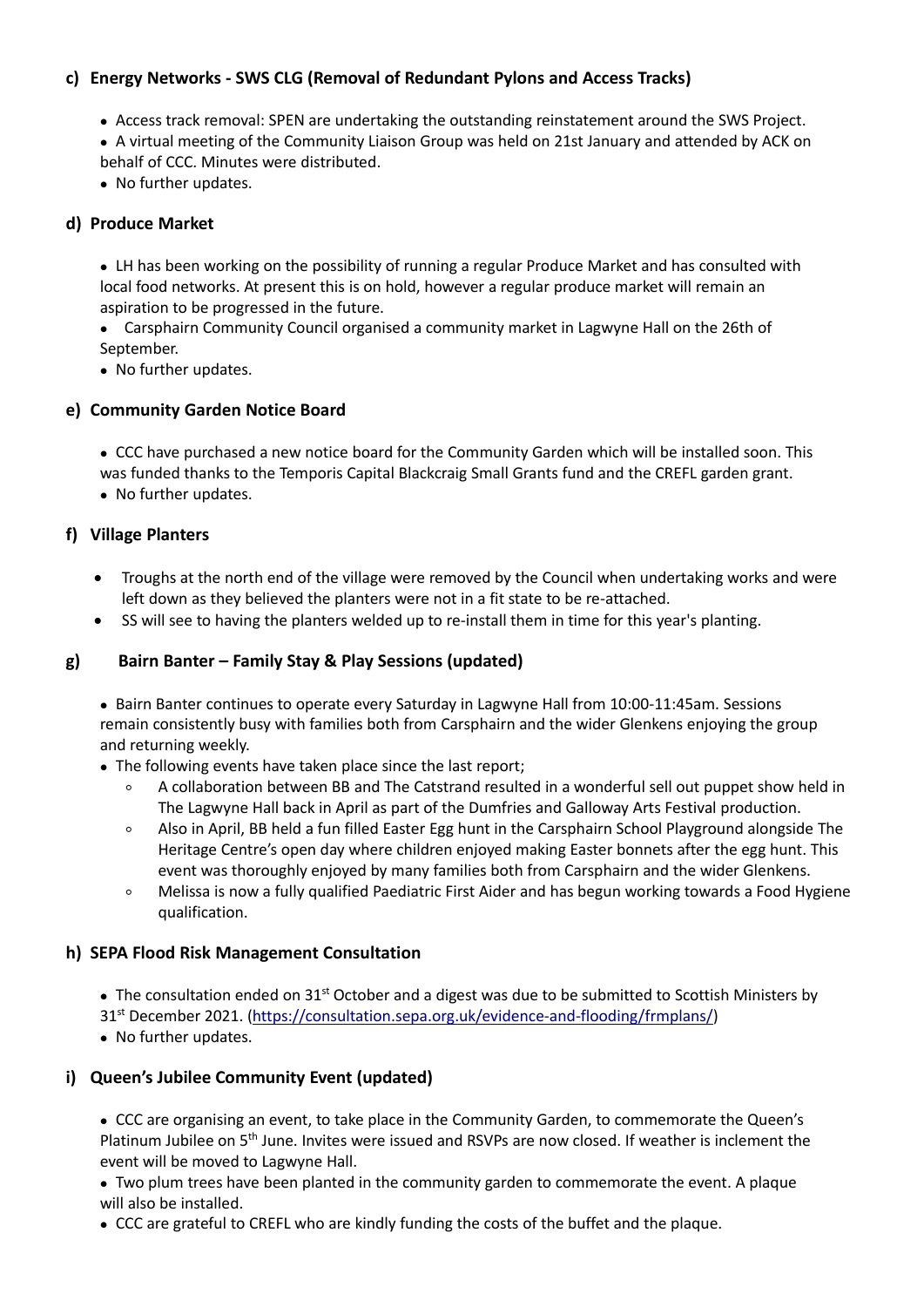### c) Energy Networks - SWS CLG (Removal of Redundant Pylons and Access Tracks)

- Access track removal: SPEN are undertaking the outstanding reinstatement around the SWS Project.
- A virtual meeting of the Community Liaison Group was held on 21st January and attended by ACK on behalf of CCC. Minutes were distributed.
- No further updates.

### d) Produce Market

- LH has been working on the possibility of running a regular Produce Market and has consulted with local food networks. At present this is on hold, however a regular produce market will remain an aspiration to be progressed in the future.
- Carsphairn Community Council organised a community market in Lagwyne Hall on the 26th of September.
- No further updates.

### e) Community Garden Notice Board

- CCC have purchased a new notice board for the Community Garden which will be installed soon. This was funded thanks to the Temporis Capital Blackcraig Small Grants fund and the CREFL garden grant.
- No further updates.

### f) Village Planters

- Troughs at the north end of the village were removed by the Council when undertaking works and were left down as they believed the planters were not in a fit state to be re-attached.
- SS will see to having the planters welded up to re-install them in time for this year's planting.

### g) Bairn Banter – Family Stay & Play Sessions (updated)

- Bairn Banter continues to operate every Saturday in Lagwyne Hall from 10:00-11:45am. Sessions remain consistently busy with families both from Carsphairn and the wider Glenkens enjoying the group and returning weekly.
- The following events have taken place since the last report;
  - A collaboration between BB and The Catstrand resulted in a wonderful sell out puppet show held in The Lagwyne Hall back in April as part of the Dumfries and Galloway Arts Festival production.
  - Also in April, BB held a fun filled Easter Egg hunt in the Carsphairn School Playground alongside The Heritage Centre's open day where children enjoyed making Easter bonnets after the egg hunt. This event was thoroughly enjoyed by many families both from Carsphairn and the wider Glenkens.
  - Melissa is now a fully qualified Paediatric First Aider and has begun working towards a Food Hygiene qualification.

### h) SEPA Flood Risk Management Consultation

- The consultation ended on 31st October and a digest was due to be submitted to Scottish Ministers by 31st December 2021. (https://consultation.sepa.org.uk/evidence-and-flooding/frmplans/)
- No further updates.

### i) Queen's Jubilee Community Event (updated)

- CCC are organising an event, to take place in the Community Garden, to commemorate the Queen's Platinum Jubilee on 5th June. Invites were issued and RSVPs are now closed. If weather is inclement the event will be moved to Lagwyne Hall.
- Two plum trees have been planted in the community garden to commemorate the event. A plaque will also be installed.
- CCC are grateful to CREFL who are kindly funding the costs of the buffet and the plaque.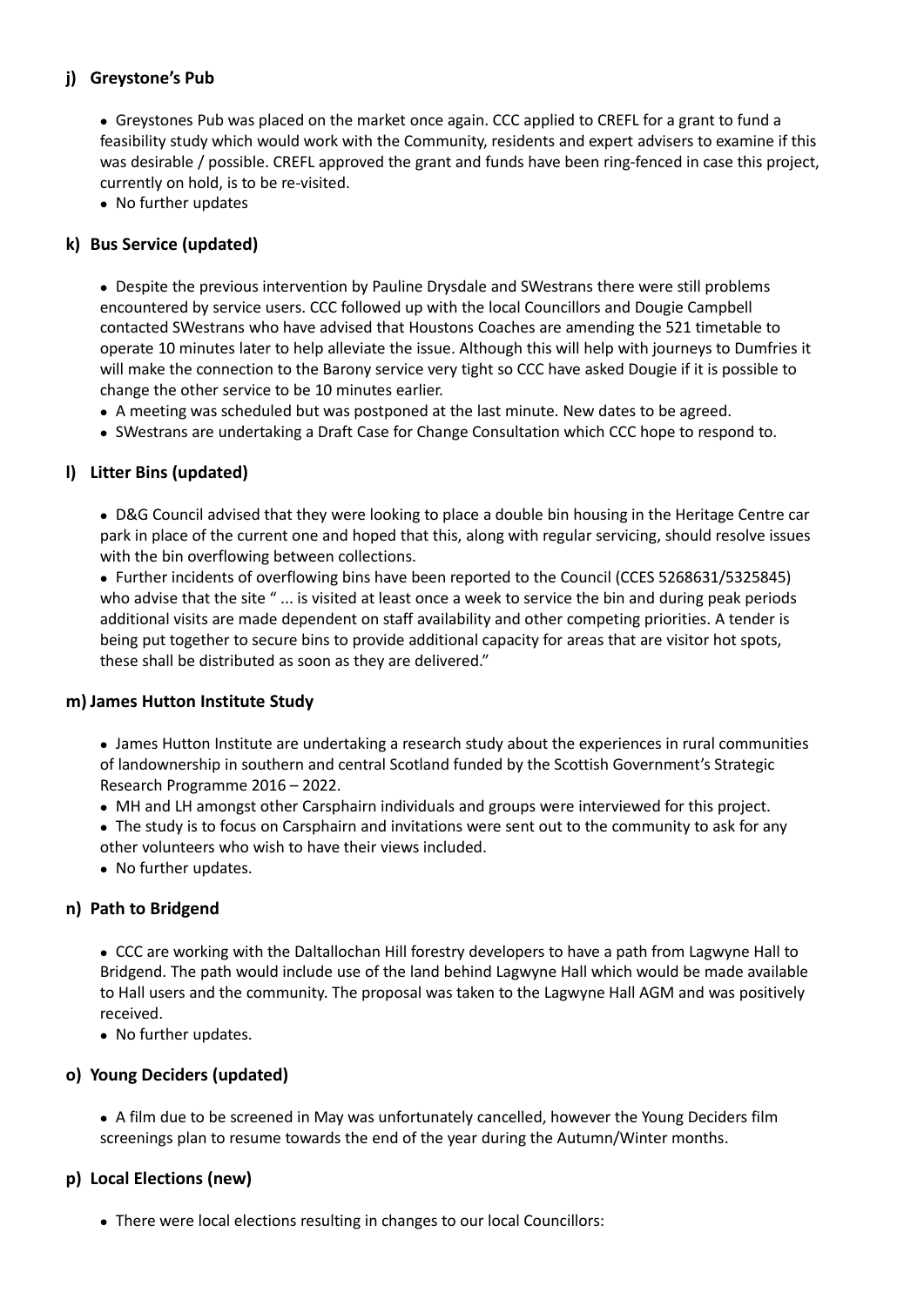### j) Greystone's Pub

- Greystones Pub was placed on the market once again. CCC applied to CREFL for a grant to fund a feasibility study which would work with the Community, residents and expert advisers to examine if this was desirable / possible. CREFL approved the grant and funds have been ring-fenced in case this project, currently on hold, is to be re-visited.
- No further updates

### k) Bus Service (updated)

- Despite the previous intervention by Pauline Drysdale and SWestrans there were still problems encountered by service users. CCC followed up with the local Councillors and Dougie Campbell contacted SWestrans who have advised that Houstons Coaches are amending the 521 timetable to operate 10 minutes later to help alleviate the issue. Although this will help with journeys to Dumfries it will make the connection to the Barony service very tight so CCC have asked Dougie if it is possible to change the other service to be 10 minutes earlier.
- A meeting was scheduled but was postponed at the last minute. New dates to be agreed.
- SWestrans are undertaking a Draft Case for Change Consultation which CCC hope to respond to.

### l) Litter Bins (updated)

- D&G Council advised that they were looking to place a double bin housing in the Heritage Centre car park in place of the current one and hoped that this, along with regular servicing, should resolve issues with the bin overflowing between collections.
- Further incidents of overflowing bins have been reported to the Council (CCES 5268631/5325845) who advise that the site " ... is visited at least once a week to service the bin and during peak periods additional visits are made dependent on staff availability and other competing priorities. A tender is being put together to secure bins to provide additional capacity for areas that are visitor hot spots, these shall be distributed as soon as they are delivered."

### m) James Hutton Institute Study

- James Hutton Institute are undertaking a research study about the experiences in rural communities of landownership in southern and central Scotland funded by the Scottish Government's Strategic Research Programme 2016 – 2022.
- MH and LH amongst other Carsphairn individuals and groups were interviewed for this project.
- The study is to focus on Carsphairn and invitations were sent out to the community to ask for any other volunteers who wish to have their views included.
- No further updates.

### n) Path to Bridgend

- CCC are working with the Daltallochan Hill forestry developers to have a path from Lagwyne Hall to Bridgend. The path would include use of the land behind Lagwyne Hall which would be made available to Hall users and the community. The proposal was taken to the Lagwyne Hall AGM and was positively received.
- No further updates.

### o) Young Deciders (updated)

- A film due to be screened in May was unfortunately cancelled, however the Young Deciders film screenings plan to resume towards the end of the year during the Autumn/Winter months.

### p) Local Elections (new)

- There were local elections resulting in changes to our local Councillors: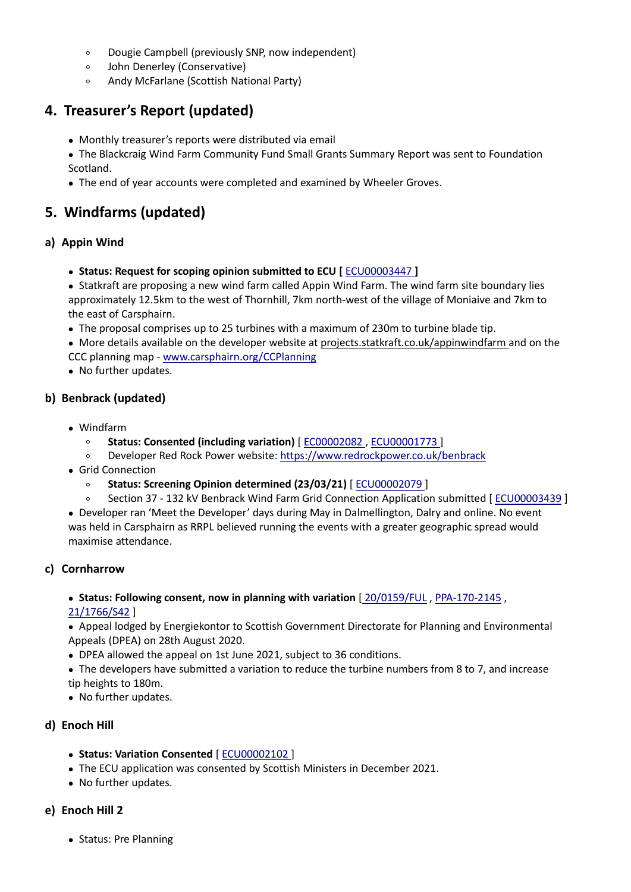- Dougie Campbell (previously SNP, now independent)
- John Denerley (Conservative)
- Andy McFarlane (Scottish National Party)

## 4. Treasurer's Report (updated)

- Monthly treasurer's reports were distributed via email
- The Blackcraig Wind Farm Community Fund Small Grants Summary Report was sent to Foundation Scotland.
- The end of year accounts were completed and examined by Wheeler Groves.

## 5. Windfarms (updated)

### a) Appin Wind

- **Status: Request for scoping opinion submitted to ECU [** ECU00003447 **]**
- Statkraft are proposing a new wind farm called Appin Wind Farm. The wind farm site boundary lies approximately 12.5km to the west of Thornhill, 7km north-west of the village of Moniaive and 7km to the east of Carsphairn.
- The proposal comprises up to 25 turbines with a maximum of 230m to turbine blade tip.
- More details available on the developer website at projects.statkraft.co.uk/appinwindfarm and on the CCC planning map - www.carsphairn.org/CCPlanning
- No further updates.

### b) Benbrack (updated)

- Windfarm
  - **Status: Consented (including variation)** [ EC00002082 , ECU00001773 ]
  - Developer Red Rock Power website: https://www.redrockpower.co.uk/benbrack
- Grid Connection
  - **Status: Screening Opinion determined (23/03/21)** [ ECU00002079 ]
  - Section 37 - 132 kV Benbrack Wind Farm Grid Connection Application submitted [ ECU00003439 ]
- Developer ran 'Meet the Developer' days during May in Dalmellington, Dalry and online. No event was held in Carsphairn as RRPL believed running the events with a greater geographic spread would maximise attendance.

### c) Cornharrow

- **Status: Following consent, now in planning with variation** [ 20/0159/FUL , PPA-170-2145 , 21/1766/S42 ]
- Appeal lodged by Energiekontor to Scottish Government Directorate for Planning and Environmental Appeals (DPEA) on 28th August 2020.
- DPEA allowed the appeal on 1st June 2021, subject to 36 conditions.
- The developers have submitted a variation to reduce the turbine numbers from 8 to 7, and increase tip heights to 180m.
- No further updates.

### d) Enoch Hill

- **Status: Variation Consented** [ ECU00002102 ]
- The ECU application was consented by Scottish Ministers in December 2021.
- No further updates.

### e) Enoch Hill 2

- Status: Pre Planning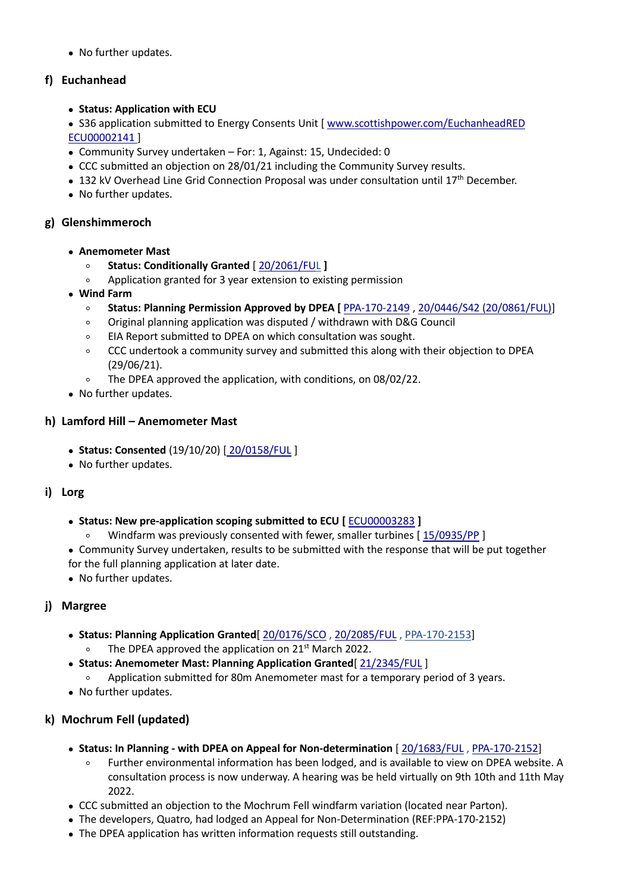- No further updates.

### f) Euchanhead

- **Status: Application with ECU**
- S36 application submitted to Energy Consents Unit [ www.scottishpower.com/EuchanheadRED ECU00002141 ]
- Community Survey undertaken – For: 1, Against: 15, Undecided: 0
- CCC submitted an objection on 28/01/21 including the Community Survey results.
- 132 kV Overhead Line Grid Connection Proposal was under consultation until 17th December.
- No further updates.

### g) Glenshimmeroch

- **Anemometer Mast**
  - **Status: Conditionally Granted** [ 20/2061/FUL **]**
  - Application granted for 3 year extension to existing permission
- **Wind Farm**
  - **Status: Planning Permission Approved by DPEA [** PPA-170-2149 , 20/0446/S42 (20/0861/FUL)]
  - Original planning application was disputed / withdrawn with D&G Council
  - EIA Report submitted to DPEA on which consultation was sought.
  - CCC undertook a community survey and submitted this along with their objection to DPEA (29/06/21).
  - The DPEA approved the application, with conditions, on 08/02/22.
- No further updates.

### h) Lamford Hill – Anemometer Mast

- **Status: Consented** (19/10/20) [ 20/0158/FUL ]
- No further updates.

### i) Lorg

- **Status: New pre-application scoping submitted to ECU [** ECU00003283 **]**
  - Windfarm was previously consented with fewer, smaller turbines [ 15/0935/PP ]
- Community Survey undertaken, results to be submitted with the response that will be put together for the full planning application at later date.
- No further updates.

### j) Margree

- **Status: Planning Application Granted**[ 20/0176/SCO , 20/2085/FUL , PPA-170-2153]
  - The DPEA approved the application on 21st March 2022.
- **Status: Anemometer Mast: Planning Application Granted**[ 21/2345/FUL ]
  - Application submitted for 80m Anemometer mast for a temporary period of 3 years.
- No further updates.

### k) Mochrum Fell (updated)

- **Status: In Planning - with DPEA on Appeal for Non-determination** [ 20/1683/FUL , PPA-170-2152]
  - Further environmental information has been lodged, and is available to view on DPEA website. A consultation process is now underway. A hearing was be held virtually on 9th 10th and 11th May 2022.
- CCC submitted an objection to the Mochrum Fell windfarm variation (located near Parton).
- The developers, Quatro, had lodged an Appeal for Non-Determination (REF:PPA-170-2152)
- The DPEA application has written information requests still outstanding.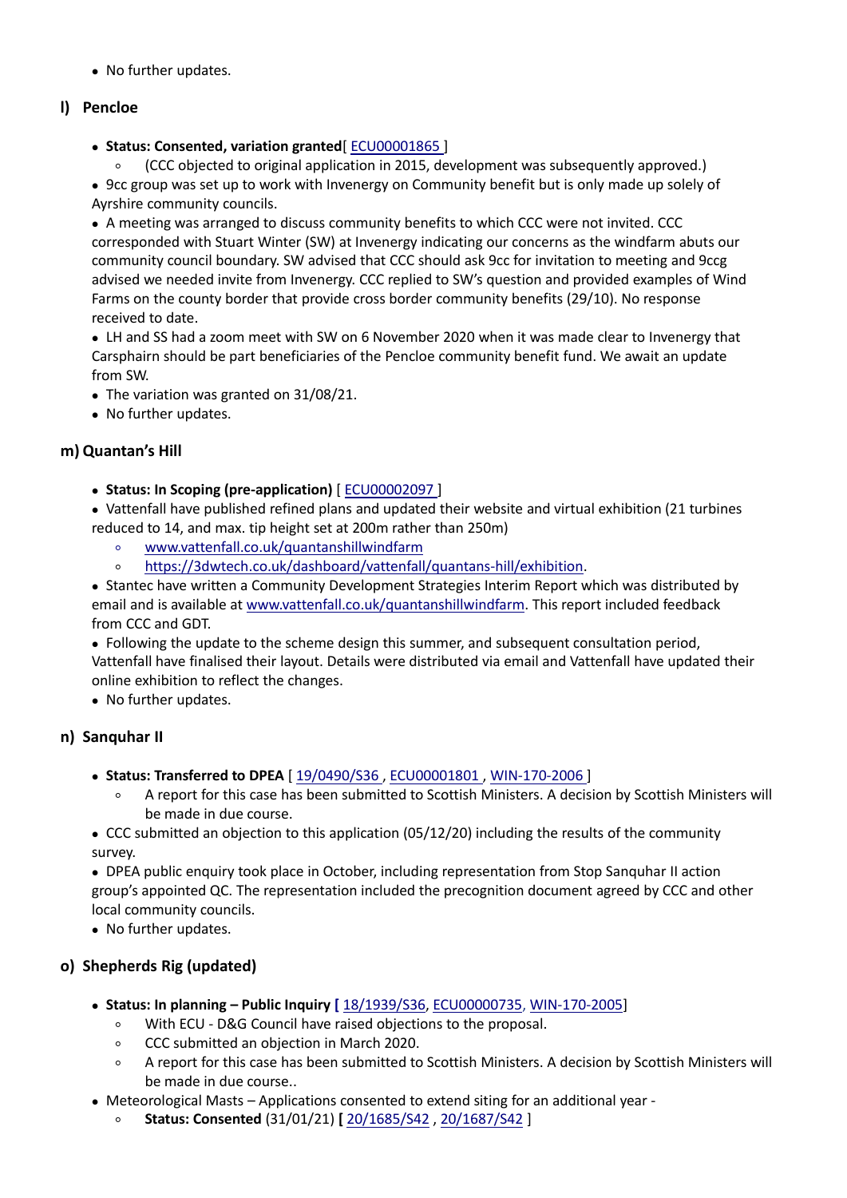- No further updates.

## l) Pencloe

- **Status: Consented, variation granted**[ ECU00001865 ]
  - (CCC objected to original application in 2015, development was subsequently approved.)
- 9cc group was set up to work with Invenergy on Community benefit but is only made up solely of Ayrshire community councils.
- A meeting was arranged to discuss community benefits to which CCC were not invited. CCC corresponded with Stuart Winter (SW) at Invenergy indicating our concerns as the windfarm abuts our community council boundary. SW advised that CCC should ask 9cc for invitation to meeting and 9ccg advised we needed invite from Invenergy. CCC replied to SW's question and provided examples of Wind Farms on the county border that provide cross border community benefits (29/10). No response received to date.
- LH and SS had a zoom meet with SW on 6 November 2020 when it was made clear to Invenergy that Carsphairn should be part beneficiaries of the Pencloe community benefit fund. We await an update from SW.
- The variation was granted on 31/08/21.
- No further updates.

## m) Quantan's Hill

- **Status: In Scoping (pre-application)** [ ECU00002097 ]
- Vattenfall have published refined plans and updated their website and virtual exhibition (21 turbines reduced to 14, and max. tip height set at 200m rather than 250m)
  - www.vattenfall.co.uk/quantanshillwindfarm
  - https://3dwtech.co.uk/dashboard/vattenfall/quantans-hill/exhibition.
- Stantec have written a Community Development Strategies Interim Report which was distributed by email and is available at www.vattenfall.co.uk/quantanshillwindfarm. This report included feedback from CCC and GDT.
- Following the update to the scheme design this summer, and subsequent consultation period, Vattenfall have finalised their layout. Details were distributed via email and Vattenfall have updated their online exhibition to reflect the changes.
- No further updates.

## n) Sanquhar II

- **Status: Transferred to DPEA** [ 19/0490/S36 , ECU00001801 , WIN-170-2006 ]
  - A report for this case has been submitted to Scottish Ministers. A decision by Scottish Ministers will be made in due course.
- CCC submitted an objection to this application (05/12/20) including the results of the community survey.
- DPEA public enquiry took place in October, including representation from Stop Sanquhar II action group's appointed QC. The representation included the precognition document agreed by CCC and other local community councils.
- No further updates.

## o) Shepherds Rig (updated)

- **Status: In planning – Public Inquiry [** 18/1939/S36, ECU00000735, WIN-170-2005]
  - With ECU - D&G Council have raised objections to the proposal.
  - CCC submitted an objection in March 2020.
  - A report for this case has been submitted to Scottish Ministers. A decision by Scottish Ministers will be made in due course..
- Meteorological Masts – Applications consented to extend siting for an additional year -
  - **Status: Consented** (31/01/21) **[** 20/1685/S42 , 20/1687/S42 ]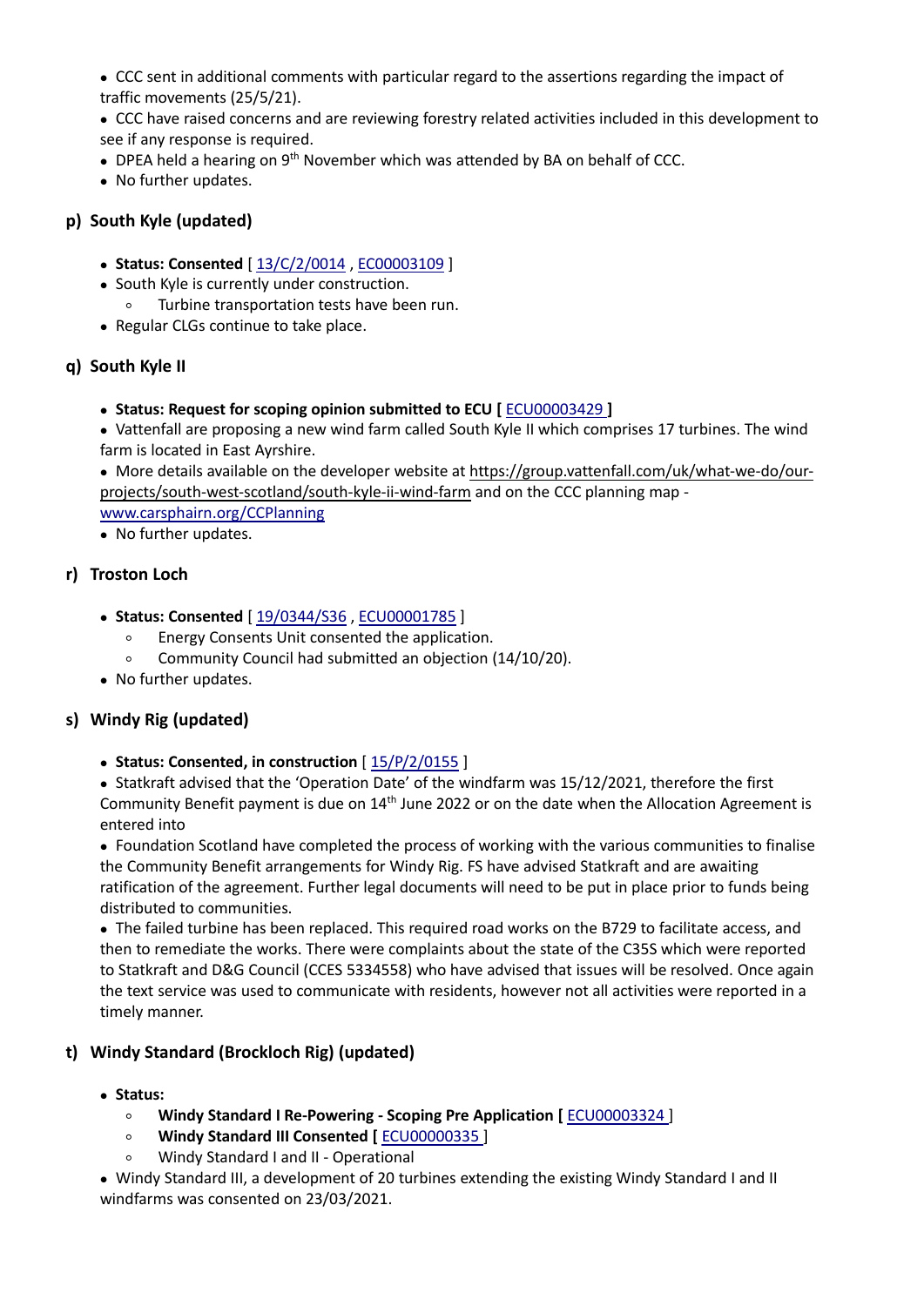- CCC sent in additional comments with particular regard to the assertions regarding the impact of traffic movements (25/5/21).
- CCC have raised concerns and are reviewing forestry related activities included in this development to see if any response is required.
- DPEA held a hearing on 9th November which was attended by BA on behalf of CCC.
- No further updates.

## p) South Kyle (updated)

- **Status: Consented** [ 13/C/2/0014 , EC00003109 ]
- South Kyle is currently under construction.
  - Turbine transportation tests have been run.
- Regular CLGs continue to take place.

## q) South Kyle II

- **Status: Request for scoping opinion submitted to ECU [** ECU00003429 **]**
- Vattenfall are proposing a new wind farm called South Kyle II which comprises 17 turbines. The wind farm is located in East Ayrshire.
- More details available on the developer website at https://group.vattenfall.com/uk/what-we-do/our-projects/south-west-scotland/south-kyle-ii-wind-farm and on the CCC planning map - www.carsphairn.org/CCPlanning
- No further updates.

## r) Troston Loch

- **Status: Consented** [ 19/0344/S36 , ECU00001785 ]
  - Energy Consents Unit consented the application.
  - Community Council had submitted an objection (14/10/20).
- No further updates.

## s) Windy Rig (updated)

- **Status: Consented, in construction** [ 15/P/2/0155 ]
- Statkraft advised that the 'Operation Date' of the windfarm was 15/12/2021, therefore the first Community Benefit payment is due on 14th June 2022 or on the date when the Allocation Agreement is entered into
- Foundation Scotland have completed the process of working with the various communities to finalise the Community Benefit arrangements for Windy Rig. FS have advised Statkraft and are awaiting ratification of the agreement. Further legal documents will need to be put in place prior to funds being distributed to communities.
- The failed turbine has been replaced. This required road works on the B729 to facilitate access, and then to remediate the works. There were complaints about the state of the C35S which were reported to Statkraft and D&G Council (CCES 5334558) who have advised that issues will be resolved. Once again the text service was used to communicate with residents, however not all activities were reported in a timely manner.

## t) Windy Standard (Brockloch Rig) (updated)

- **Status:**
  - **Windy Standard I Re-Powering - Scoping Pre Application [** ECU00003324 ]
  - **Windy Standard III Consented [** ECU00000335 ]
  - Windy Standard I and II - Operational
- Windy Standard III, a development of 20 turbines extending the existing Windy Standard I and II windfarms was consented on 23/03/2021.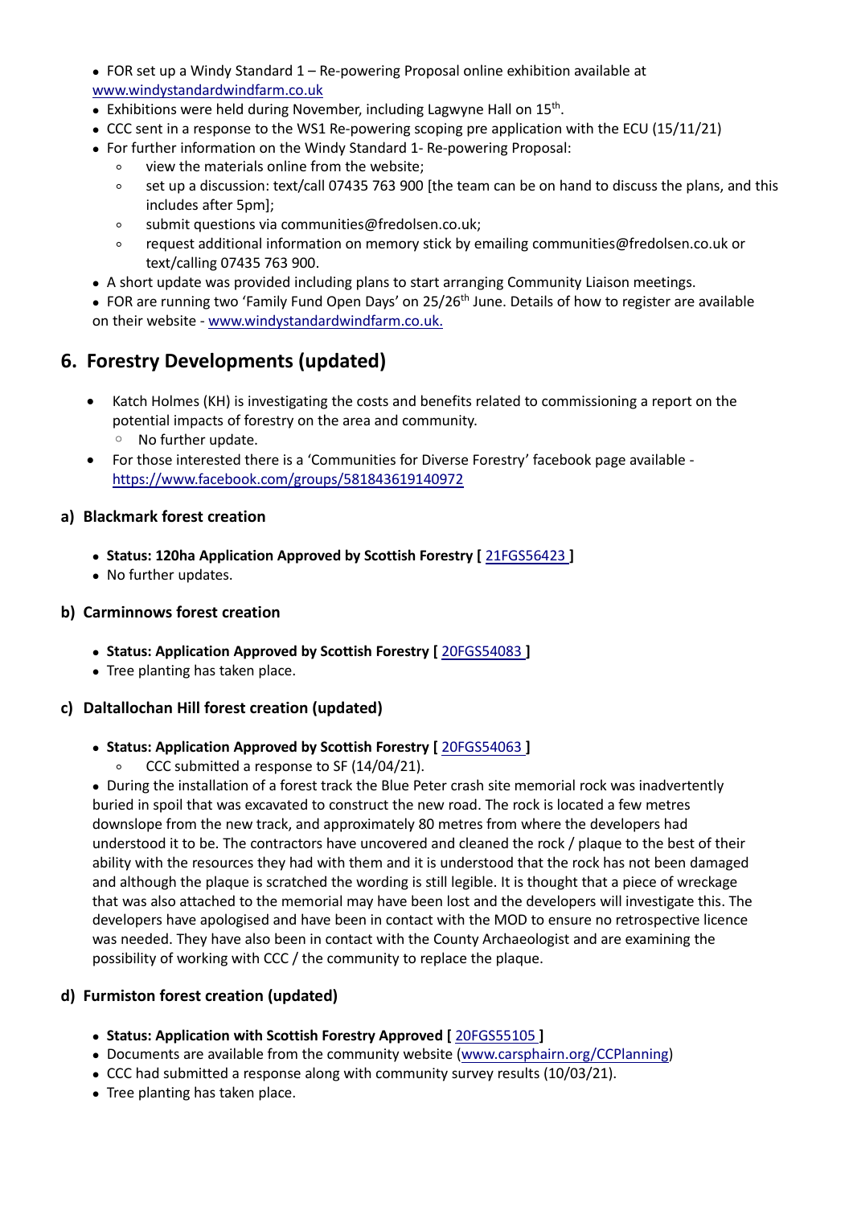- FOR set up a Windy Standard 1 – Re-powering Proposal online exhibition available at www.windystandardwindfarm.co.uk
- Exhibitions were held during November, including Lagwyne Hall on 15th.
- CCC sent in a response to the WS1 Re-powering scoping pre application with the ECU (15/11/21)
- For further information on the Windy Standard 1- Re-powering Proposal:
  - view the materials online from the website;
  - set up a discussion: text/call 07435 763 900 [the team can be on hand to discuss the plans, and this includes after 5pm];
  - submit questions via communities@fredolsen.co.uk;
  - request additional information on memory stick by emailing communities@fredolsen.co.uk or text/calling 07435 763 900.
- A short update was provided including plans to start arranging Community Liaison meetings.
- FOR are running two 'Family Fund Open Days' on 25/26th June. Details of how to register are available on their website - www.windystandardwindfarm.co.uk.

## 6. Forestry Developments (updated)

- Katch Holmes (KH) is investigating the costs and benefits related to commissioning a report on the potential impacts of forestry on the area and community.
  - No further update.
- For those interested there is a 'Communities for Diverse Forestry' facebook page available - https://www.facebook.com/groups/581843619140972

### a) Blackmark forest creation

- **Status: 120ha Application Approved by Scottish Forestry [ 21FGS56423 ]**
- No further updates.

### b) Carminnows forest creation

- **Status: Application Approved by Scottish Forestry [ 20FGS54083 ]**
- Tree planting has taken place.

### c) Daltallochan Hill forest creation (updated)

- **Status: Application Approved by Scottish Forestry [ 20FGS54063 ]**
  - CCC submitted a response to SF (14/04/21).
- During the installation of a forest track the Blue Peter crash site memorial rock was inadvertently buried in spoil that was excavated to construct the new road. The rock is located a few metres downslope from the new track, and approximately 80 metres from where the developers had understood it to be. The contractors have uncovered and cleaned the rock / plaque to the best of their ability with the resources they had with them and it is understood that the rock has not been damaged and although the plaque is scratched the wording is still legible. It is thought that a piece of wreckage that was also attached to the memorial may have been lost and the developers will investigate this. The developers have apologised and have been in contact with the MOD to ensure no retrospective licence was needed. They have also been in contact with the County Archaeologist and are examining the possibility of working with CCC / the community to replace the plaque.

### d) Furmiston forest creation (updated)

- **Status: Application with Scottish Forestry Approved [ 20FGS55105 ]**
- Documents are available from the community website (www.carsphairn.org/CCPlanning)
- CCC had submitted a response along with community survey results (10/03/21).
- Tree planting has taken place.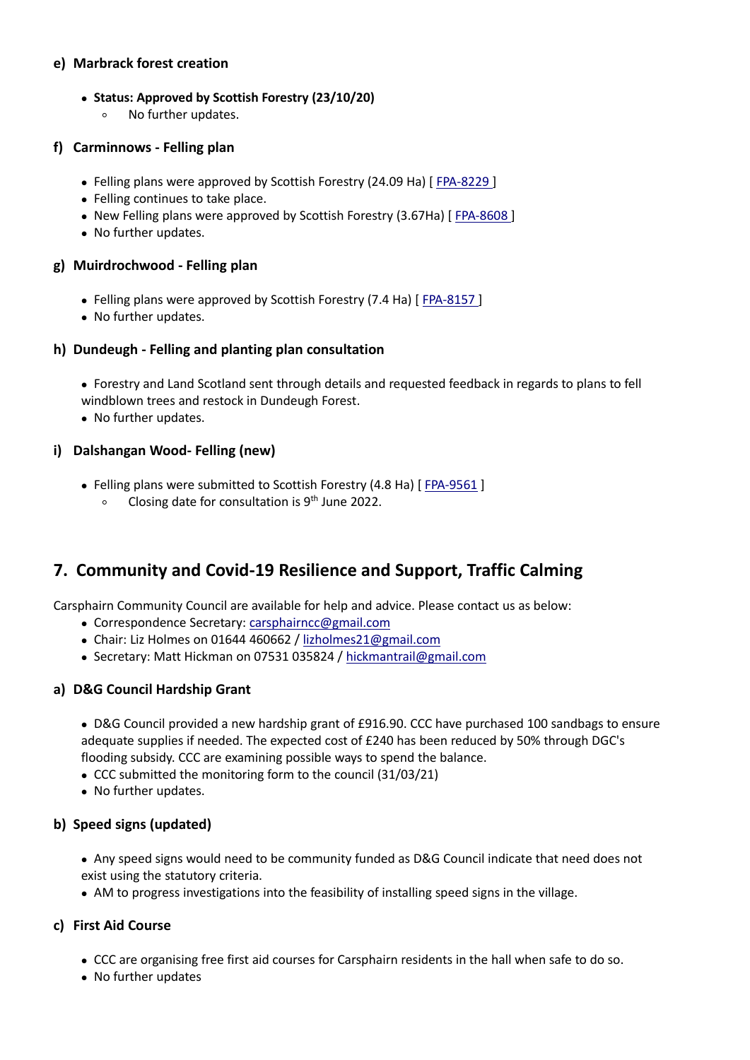### e) Marbrack forest creation

- **Status: Approved by Scottish Forestry (23/10/20)**
  - No further updates.

### f) Carminnows - Felling plan

- Felling plans were approved by Scottish Forestry (24.09 Ha) [ FPA-8229 ]
- Felling continues to take place.
- New Felling plans were approved by Scottish Forestry (3.67Ha) [ FPA-8608 ]
- No further updates.

### g) Muirdrochwood - Felling plan

- Felling plans were approved by Scottish Forestry (7.4 Ha) [ FPA-8157 ]
- No further updates.

### h) Dundeugh - Felling and planting plan consultation

- Forestry and Land Scotland sent through details and requested feedback in regards to plans to fell windblown trees and restock in Dundeugh Forest.
- No further updates.

### i) Dalshangan Wood- Felling (new)

- Felling plans were submitted to Scottish Forestry (4.8 Ha) [ FPA-9561 ]
  - Closing date for consultation is 9th June 2022.

## 7. Community and Covid-19 Resilience and Support, Traffic Calming

Carsphairn Community Council are available for help and advice. Please contact us as below:

- Correspondence Secretary: carsphairncc@gmail.com
- Chair: Liz Holmes on 01644 460662 / lizholmes21@gmail.com
- Secretary: Matt Hickman on 07531 035824 / hickmantrail@gmail.com

### a) D&G Council Hardship Grant

- D&G Council provided a new hardship grant of £916.90. CCC have purchased 100 sandbags to ensure adequate supplies if needed. The expected cost of £240 has been reduced by 50% through DGC's flooding subsidy. CCC are examining possible ways to spend the balance.
- CCC submitted the monitoring form to the council (31/03/21)
- No further updates.

### b) Speed signs (updated)

- Any speed signs would need to be community funded as D&G Council indicate that need does not exist using the statutory criteria.
- AM to progress investigations into the feasibility of installing speed signs in the village.

### c) First Aid Course

- CCC are organising free first aid courses for Carsphairn residents in the hall when safe to do so.
- No further updates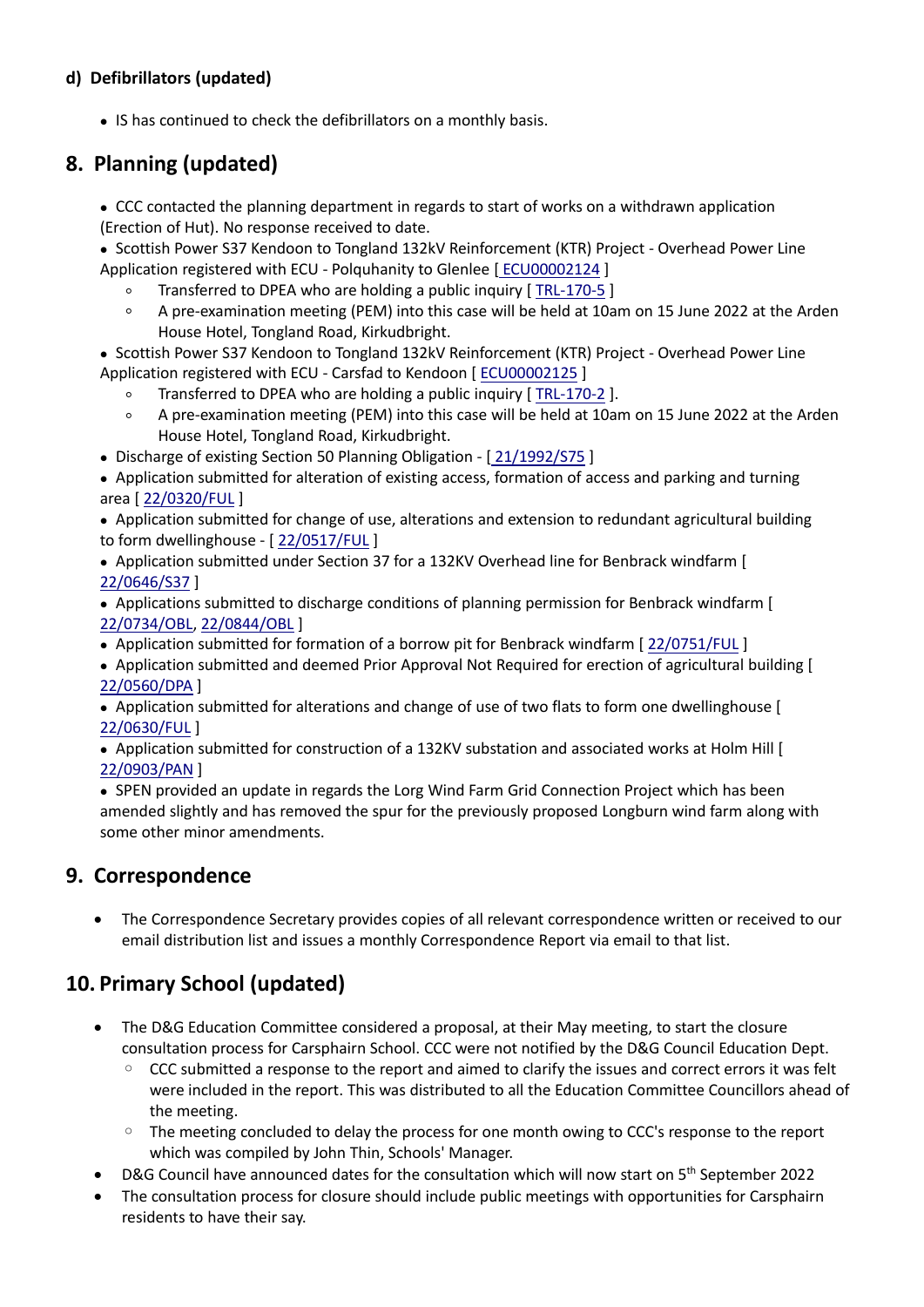#### d) Defibrillators (updated)

- IS has continued to check the defibrillators on a monthly basis.

## 8. Planning (updated)

- CCC contacted the planning department in regards to start of works on a withdrawn application (Erection of Hut). No response received to date.
- Scottish Power S37 Kendoon to Tongland 132kV Reinforcement (KTR) Project - Overhead Power Line Application registered with ECU - Polquhanity to Glenlee [ ECU00002124 ]
  - Transferred to DPEA who are holding a public inquiry [ TRL-170-5 ]
  - A pre-examination meeting (PEM) into this case will be held at 10am on 15 June 2022 at the Arden House Hotel, Tongland Road, Kirkudbright.
- Scottish Power S37 Kendoon to Tongland 132kV Reinforcement (KTR) Project - Overhead Power Line Application registered with ECU - Carsfad to Kendoon [ ECU00002125 ]
  - Transferred to DPEA who are holding a public inquiry [ TRL-170-2 ].
  - A pre-examination meeting (PEM) into this case will be held at 10am on 15 June 2022 at the Arden House Hotel, Tongland Road, Kirkudbright.
- Discharge of existing Section 50 Planning Obligation - [ 21/1992/S75 ]
- Application submitted for alteration of existing access, formation of access and parking and turning area [ 22/0320/FUL ]
- Application submitted for change of use, alterations and extension to redundant agricultural building to form dwellinghouse - [ 22/0517/FUL ]
- Application submitted under Section 37 for a 132KV Overhead line for Benbrack windfarm [ 22/0646/S37 ]
- Applications submitted to discharge conditions of planning permission for Benbrack windfarm [ 22/0734/OBL, 22/0844/OBL ]
- Application submitted for formation of a borrow pit for Benbrack windfarm [ 22/0751/FUL ]
- Application submitted and deemed Prior Approval Not Required for erection of agricultural building [ 22/0560/DPA ]
- Application submitted for alterations and change of use of two flats to form one dwellinghouse [ 22/0630/FUL ]
- Application submitted for construction of a 132KV substation and associated works at Holm Hill [ 22/0903/PAN ]
- SPEN provided an update in regards the Lorg Wind Farm Grid Connection Project which has been amended slightly and has removed the spur for the previously proposed Longburn wind farm along with some other minor amendments.

## 9. Correspondence

- The Correspondence Secretary provides copies of all relevant correspondence written or received to our email distribution list and issues a monthly Correspondence Report via email to that list.

## 10. Primary School (updated)

- The D&G Education Committee considered a proposal, at their May meeting, to start the closure consultation process for Carsphairn School. CCC were not notified by the D&G Council Education Dept.
  - CCC submitted a response to the report and aimed to clarify the issues and correct errors it was felt were included in the report. This was distributed to all the Education Committee Councillors ahead of the meeting.
  - The meeting concluded to delay the process for one month owing to CCC's response to the report which was compiled by John Thin, Schools' Manager.
- D&G Council have announced dates for the consultation which will now start on 5th September 2022
- The consultation process for closure should include public meetings with opportunities for Carsphairn residents to have their say.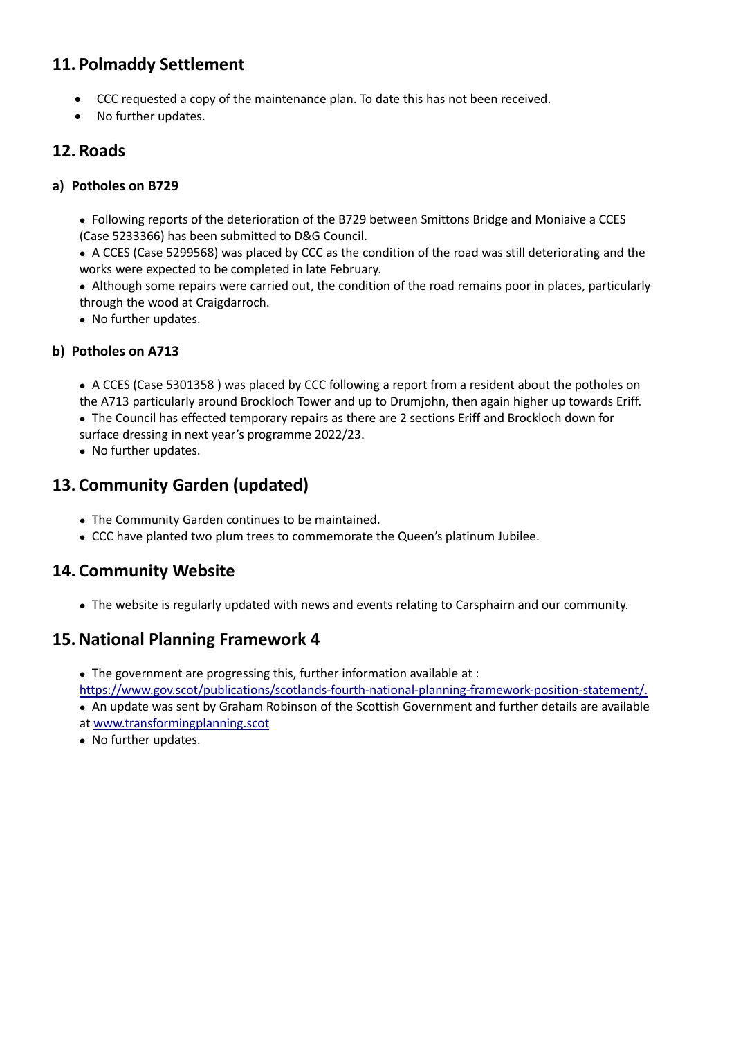## 11. Polmaddy Settlement

- CCC requested a copy of the maintenance plan. To date this has not been received.
- No further updates.

## 12. Roads

### a) Potholes on B729

- Following reports of the deterioration of the B729 between Smittons Bridge and Moniaive a CCES (Case 5233366) has been submitted to D&G Council.
- A CCES (Case 5299568) was placed by CCC as the condition of the road was still deteriorating and the works were expected to be completed in late February.
- Although some repairs were carried out, the condition of the road remains poor in places, particularly through the wood at Craigdarroch.
- No further updates.

### b) Potholes on A713

- A CCES (Case 5301358 ) was placed by CCC following a report from a resident about the potholes on the A713 particularly around Brockloch Tower and up to Drumjohn, then again higher up towards Eriff.
- The Council has effected temporary repairs as there are 2 sections Eriff and Brockloch down for surface dressing in next year's programme 2022/23.
- No further updates.

## 13. Community Garden (updated)

- The Community Garden continues to be maintained.
- CCC have planted two plum trees to commemorate the Queen's platinum Jubilee.

## 14. Community Website

- The website is regularly updated with news and events relating to Carsphairn and our community.

## 15. National Planning Framework 4

- The government are progressing this, further information available at : https://www.gov.scot/publications/scotlands-fourth-national-planning-framework-position-statement/.
- An update was sent by Graham Robinson of the Scottish Government and further details are available at www.transformingplanning.scot
- No further updates.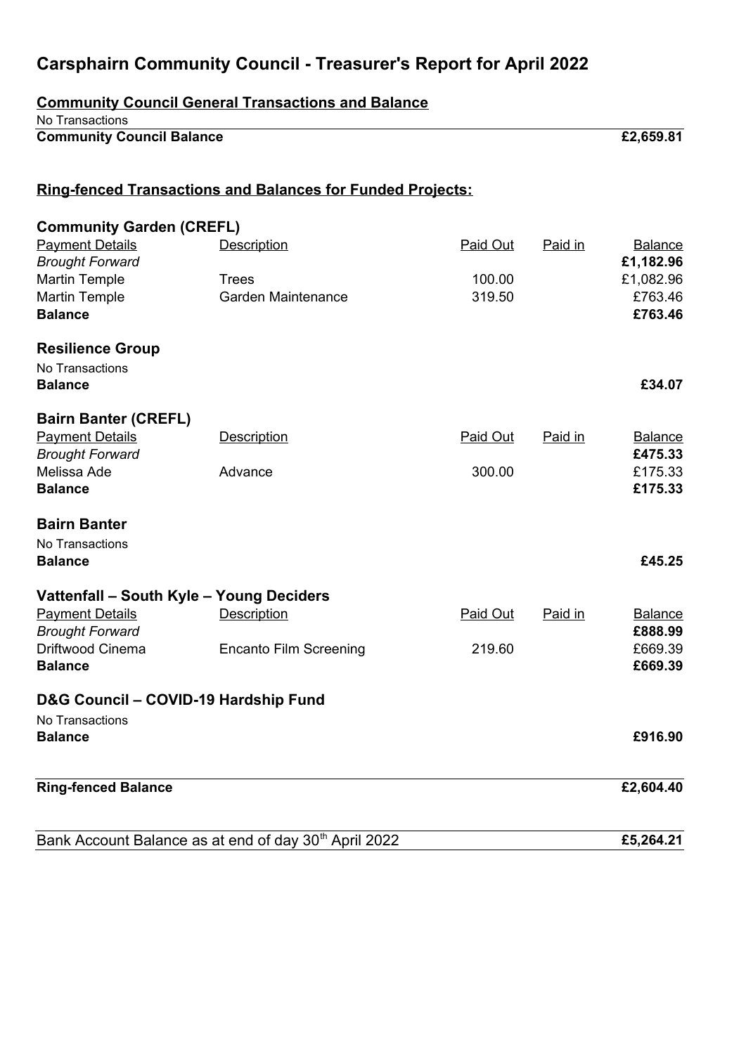# Carsphairn Community Council - Treasurer's Report for April 2022

## Community Council General Transactions and Balance

No Transactions

| **Community Council Balance** | **£2,659.81** |
|---|---|

## Ring-fenced Transactions and Balances for Funded Projects:

### Community Garden (CREFL)

| Payment Details | Description | Paid Out | Paid in | Balance |
|---|---|---|---|---|
| *Brought Forward* | | | | **£1,182.96** |
| Martin Temple | Trees | 100.00 | | £1,082.96 |
| Martin Temple | Garden Maintenance | 319.50 | | £763.46 |
| **Balance** | | | | **£763.46** |

### Resilience Group

No Transactions

| **Balance** | **£34.07** |
|---|---|

### Bairn Banter (CREFL)

| Payment Details | Description | Paid Out | Paid in | Balance |
|---|---|---|---|---|
| *Brought Forward* | | | | **£475.33** |
| Melissa Ade | Advance | 300.00 | | £175.33 |
| **Balance** | | | | **£175.33** |

### Bairn Banter

No Transactions

| **Balance** | **£45.25** |
|---|---|

### Vattenfall – South Kyle – Young Deciders

| Payment Details | Description | Paid Out | Paid in | Balance |
|---|---|---|---|---|
| *Brought Forward* | | | | **£888.99** |
| Driftwood Cinema | Encanto Film Screening | 219.60 | | £669.39 |
| **Balance** | | | | **£669.39** |

### D&G Council – COVID-19 Hardship Fund

No Transactions

| **Balance** | **£916.90** |
|---|---|

| **Ring-fenced Balance** | **£2,604.40** |
|---|---|

| Bank Account Balance as at end of day 30th April 2022 | **£5,264.21** |
|---|---|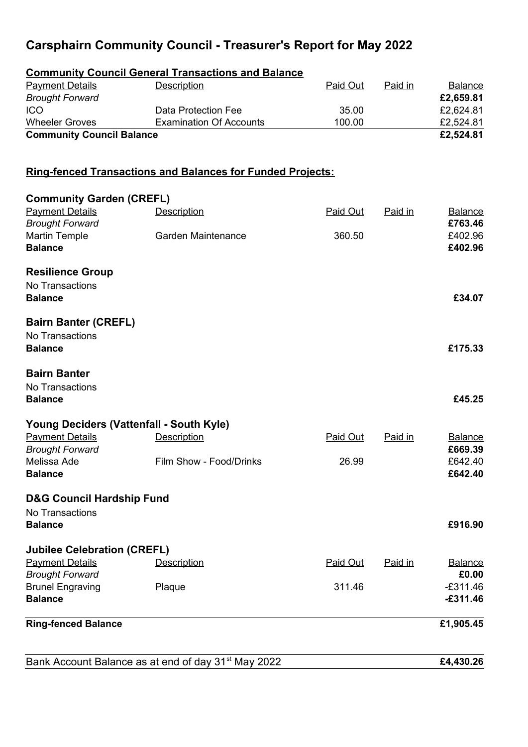# Carsphairn Community Council - Treasurer's Report for May 2022

## Community Council General Transactions and Balance

| Payment Details | Description | Paid Out | Paid in | Balance |
|---|---|---|---|---|
| *Brought Forward* | | | | **£2,659.81** |
| ICO | Data Protection Fee | 35.00 | | £2,624.81 |
| Wheeler Groves | Examination Of Accounts | 100.00 | | £2,524.81 |
| **Community Council Balance** | | | | **£2,524.81** |

## Ring-fenced Transactions and Balances for Funded Projects:

### Community Garden (CREFL)

| Payment Details | Description | Paid Out | Paid in | Balance |
|---|---|---|---|---|
| *Brought Forward* | | | | **£763.46** |
| Martin Temple | Garden Maintenance | 360.50 | | £402.96 |
| **Balance** | | | | **£402.96** |

### Resilience Group

No Transactions

**Balance** **£34.07**

### Bairn Banter (CREFL)

No Transactions

**Balance** **£175.33**

### Bairn Banter

No Transactions

**Balance** **£45.25**

### Young Deciders (Vattenfall - South Kyle)

| Payment Details | Description | Paid Out | Paid in | Balance |
|---|---|---|---|---|
| *Brought Forward* | | | | **£669.39** |
| Melissa Ade | Film Show - Food/Drinks | 26.99 | | £642.40 |
| **Balance** | | | | **£642.40** |

### D&G Council Hardship Fund

No Transactions

**Balance** **£916.90**

### Jubilee Celebration (CREFL)

| Payment Details | Description | Paid Out | Paid in | Balance |
|---|---|---|---|---|
| *Brought Forward* | | | | **£0.00** |
| Brunel Engraving | Plaque | 311.46 | | -£311.46 |
| **Balance** | | | | **-£311.46** |

**Ring-fenced Balance** **£1,905.45**

Bank Account Balance as at end of day 31st May 2022 **£4,430.26**